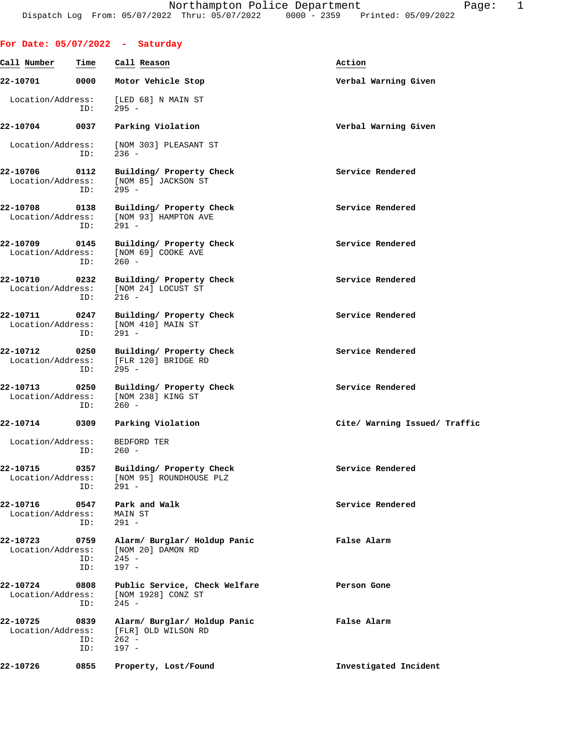Northampton Police Department
Dispatch Log From: 05/07/2022 Thru: 05/07/2022 0000 - 2359 Printed: 05/09/2022

## For Date: 05/07/2022 - Saturday

| Call Number | Time | Call Reason | Action |
|---|---|---|---|
| 22-10701 | 0000 | Motor Vehicle Stop | Verbal Warning Given |
| | | Location/Address: [LED 68] N MAIN ST | |
| | | ID: 295 - | |
| 22-10704 | 0037 | Parking Violation | Verbal Warning Given |
| | | Location/Address: [NOM 303] PLEASANT ST | |
| | | ID: 236 - | |
| 22-10706 | 0112 | Building/ Property Check | Service Rendered |
| | | Location/Address: [NOM 85] JACKSON ST | |
| | | ID: 295 - | |
| 22-10708 | 0138 | Building/ Property Check | Service Rendered |
| | | Location/Address: [NOM 93] HAMPTON AVE | |
| | | ID: 291 - | |
| 22-10709 | 0145 | Building/ Property Check | Service Rendered |
| | | Location/Address: [NOM 69] COOKE AVE | |
| | | ID: 260 - | |
| 22-10710 | 0232 | Building/ Property Check | Service Rendered |
| | | Location/Address: [NOM 24] LOCUST ST | |
| | | ID: 216 - | |
| 22-10711 | 0247 | Building/ Property Check | Service Rendered |
| | | Location/Address: [NOM 410] MAIN ST | |
| | | ID: 291 - | |
| 22-10712 | 0250 | Building/ Property Check | Service Rendered |
| | | Location/Address: [FLR 120] BRIDGE RD | |
| | | ID: 295 - | |
| 22-10713 | 0250 | Building/ Property Check | Service Rendered |
| | | Location/Address: [NOM 238] KING ST | |
| | | ID: 260 - | |
| 22-10714 | 0309 | Parking Violation | Cite/ Warning Issued/ Traffic |
| | | Location/Address: BEDFORD TER | |
| | | ID: 260 - | |
| 22-10715 | 0357 | Building/ Property Check | Service Rendered |
| | | Location/Address: [NOM 95] ROUNDHOUSE PLZ | |
| | | ID: 291 - | |
| 22-10716 | 0547 | Park and Walk | Service Rendered |
| | | Location/Address: MAIN ST | |
| | | ID: 291 - | |
| 22-10723 | 0759 | Alarm/ Burglar/ Holdup Panic | False Alarm |
| | | Location/Address: [NOM 20] DAMON RD | |
| | | ID: 245 - | |
| | | ID: 197 - | |
| 22-10724 | 0808 | Public Service, Check Welfare | Person Gone |
| | | Location/Address: [NOM 1928] CONZ ST | |
| | | ID: 245 - | |
| 22-10725 | 0839 | Alarm/ Burglar/ Holdup Panic | False Alarm |
| | | Location/Address: [FLR] OLD WILSON RD | |
| | | ID: 262 - | |
| | | ID: 197 - | |
| 22-10726 | 0855 | Property, Lost/Found | Investigated Incident |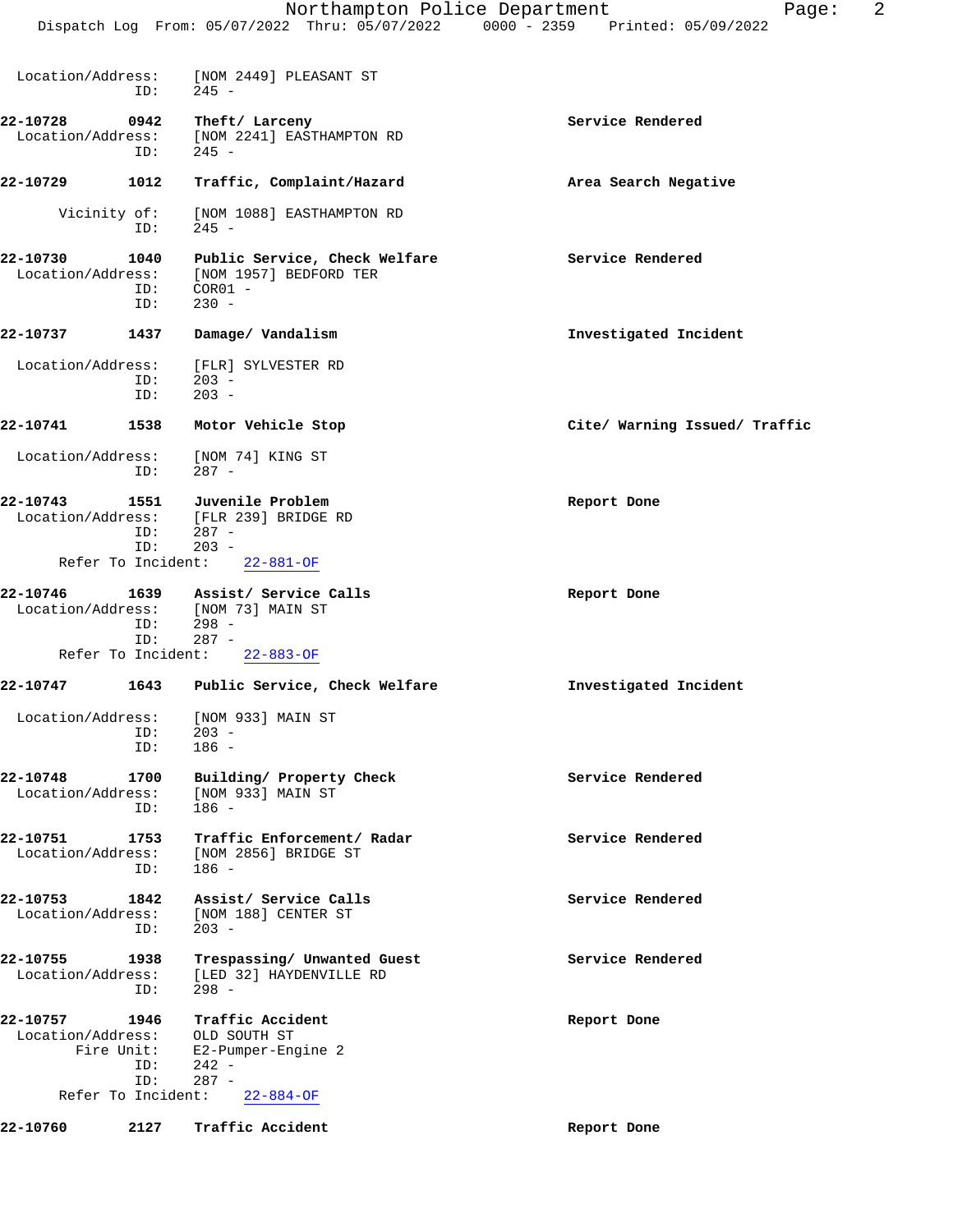```
Location/Address:    [NOM 2449] PLEASANT ST
              ID:    245 -

22-10728        0942    Theft/ Larceny                              Service Rendered
  Location/Address:    [NOM 2241] EASTHAMPTON RD
              ID:    245 -

22-10729        1012    Traffic, Complaint/Hazard                   Area Search Negative

       Vicinity of:    [NOM 1088] EASTHAMPTON RD
              ID:    245 -

22-10730        1040    Public Service, Check Welfare               Service Rendered
  Location/Address:    [NOM 1957] BEDFORD TER
              ID:    COR01 -
              ID:    230 -

22-10737        1437    Damage/ Vandalism                           Investigated Incident

  Location/Address:    [FLR] SYLVESTER RD
              ID:    203 -
              ID:    203 -

22-10741        1538    Motor Vehicle Stop                          Cite/ Warning Issued/ Traffic

  Location/Address:    [NOM 74] KING ST
              ID:    287 -

22-10743        1551    Juvenile Problem                            Report Done
  Location/Address:    [FLR 239] BRIDGE RD
              ID:    287 -
              ID:    203 -
      Refer To Incident:    22-881-OF

22-10746        1639    Assist/ Service Calls                       Report Done
  Location/Address:    [NOM 73] MAIN ST
              ID:    298 -
              ID:    287 -
      Refer To Incident:    22-883-OF

22-10747        1643    Public Service, Check Welfare               Investigated Incident

  Location/Address:    [NOM 933] MAIN ST
              ID:    203 -
              ID:    186 -

22-10748        1700    Building/ Property Check                    Service Rendered
  Location/Address:    [NOM 933] MAIN ST
              ID:    186 -

22-10751        1753    Traffic Enforcement/ Radar                  Service Rendered
  Location/Address:    [NOM 2856] BRIDGE ST
              ID:    186 -

22-10753        1842    Assist/ Service Calls                       Service Rendered
  Location/Address:    [NOM 188] CENTER ST
              ID:    203 -

22-10755        1938    Trespassing/ Unwanted Guest                 Service Rendered
  Location/Address:    [LED 32] HAYDENVILLE RD
              ID:    298 -

22-10757        1946    Traffic Accident                            Report Done
  Location/Address:    OLD SOUTH ST
         Fire Unit:    E2-Pumper-Engine 2
              ID:    242 -
              ID:    287 -
      Refer To Incident:    22-884-OF

22-10760        2127    Traffic Accident                            Report Done
```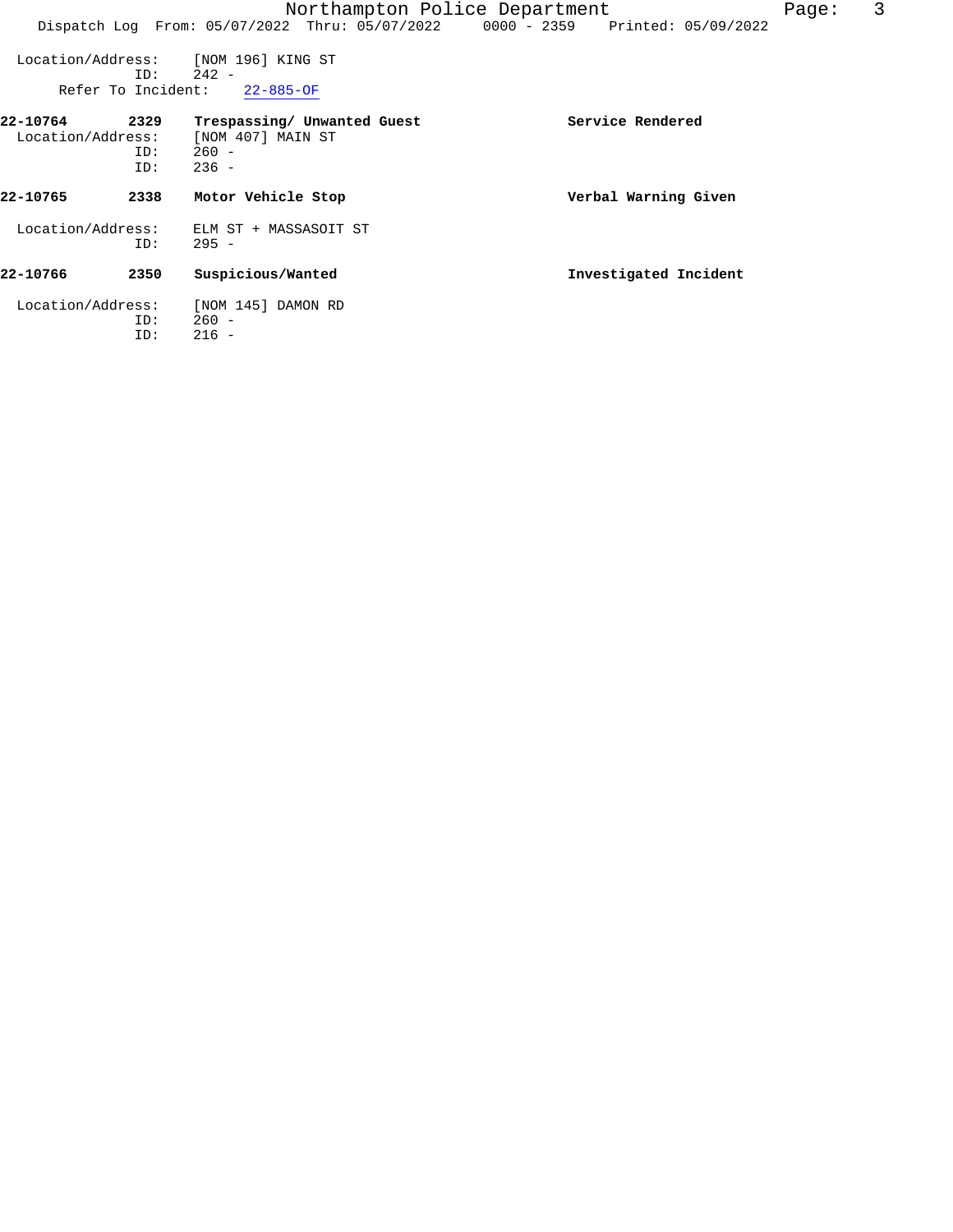Location/Address: [NOM 196] KING ST
ID: 242 -
Refer To Incident: 22-885-OF

**22-10764 2329 Trespassing/ Unwanted Guest** **Service Rendered**
Location/Address: [NOM 407] MAIN ST
ID: 260 -
ID: 236 -

**22-10765 2338 Motor Vehicle Stop** **Verbal Warning Given**

Location/Address: ELM ST + MASSASOIT ST
ID: 295 -

**22-10766 2350 Suspicious/Wanted** **Investigated Incident**

Location/Address: [NOM 145] DAMON RD
ID: 260 -
ID: 216 -